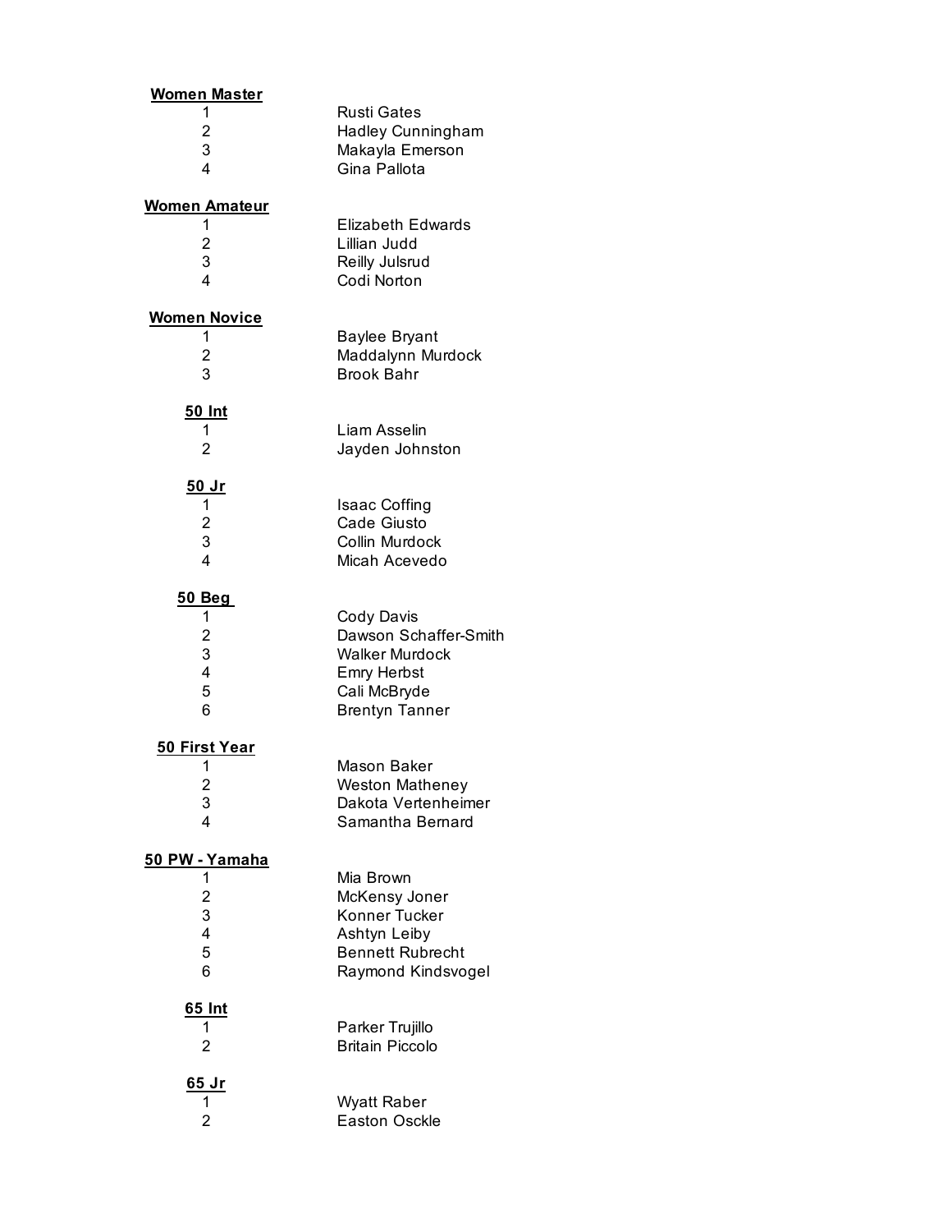**Women Master**

| Place | Name |
|---|---|
| 1 | Rusti Gates |
| 2 | Hadley Cunningham |
| 3 | Makayla Emerson |
| 4 | Gina Pallota |

**Women Amateur**

| Place | Name |
|---|---|
| 1 | Elizabeth Edwards |
| 2 | Lillian Judd |
| 3 | Reilly Julsrud |
| 4 | Codi Norton |

**Women Novice**

| Place | Name |
|---|---|
| 1 | Baylee Bryant |
| 2 | Maddalynn Murdock |
| 3 | Brook Bahr |

**50 Int**

| Place | Name |
|---|---|
| 1 | Liam Asselin |
| 2 | Jayden Johnston |

**50 Jr**

| Place | Name |
|---|---|
| 1 | Isaac Coffing |
| 2 | Cade Giusto |
| 3 | Collin Murdock |
| 4 | Micah Acevedo |

**50 Beg**

| Place | Name |
|---|---|
| 1 | Cody Davis |
| 2 | Dawson Schaffer-Smith |
| 3 | Walker Murdock |
| 4 | Emry Herbst |
| 5 | Cali McBryde |
| 6 | Brentyn Tanner |

**50 First Year**

| Place | Name |
|---|---|
| 1 | Mason Baker |
| 2 | Weston Matheney |
| 3 | Dakota Vertenheimer |
| 4 | Samantha Bernard |

**50 PW - Yamaha**

| Place | Name |
|---|---|
| 1 | Mia Brown |
| 2 | McKensy Joner |
| 3 | Konner Tucker |
| 4 | Ashtyn Leiby |
| 5 | Bennett Rubrecht |
| 6 | Raymond Kindsvogel |

**65 Int**

| Place | Name |
|---|---|
| 1 | Parker Trujillo |
| 2 | Britain Piccolo |

**65 Jr**

| Place | Name |
|---|---|
| 1 | Wyatt Raber |
| 2 | Easton Osckle |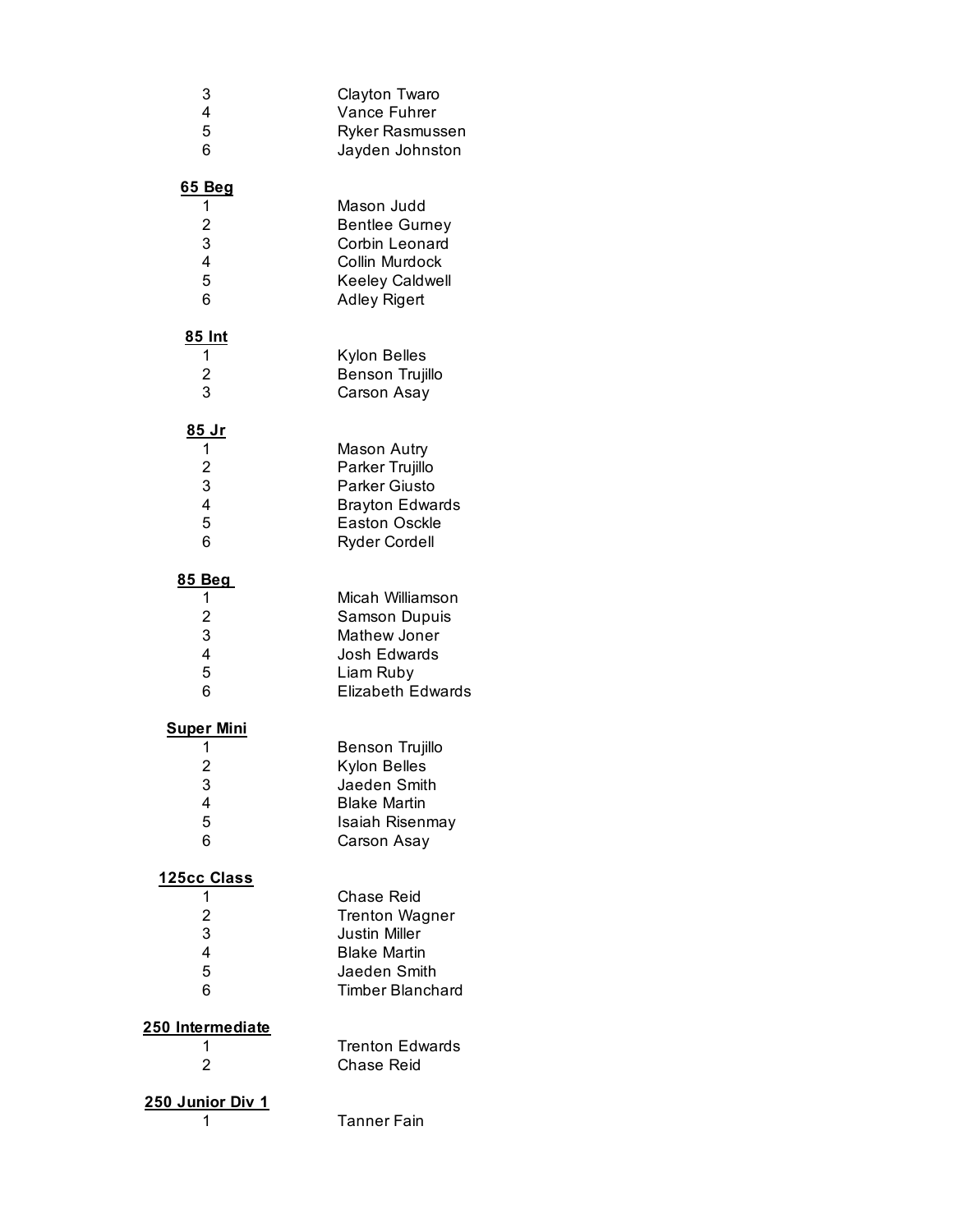| | |
|---|---|
| 3 | Clayton Twaro |
| 4 | Vance Fuhrer |
| 5 | Ryker Rasmussen |
| 6 | Jayden Johnston |

**65 Beg**

| | |
|---|---|
| 1 | Mason Judd |
| 2 | Bentlee Gurney |
| 3 | Corbin Leonard |
| 4 | Collin Murdock |
| 5 | Keeley Caldwell |
| 6 | Adley Rigert |

**85 Int**

| | |
|---|---|
| 1 | Kylon Belles |
| 2 | Benson Trujillo |
| 3 | Carson Asay |

**85 Jr**

| | |
|---|---|
| 1 | Mason Autry |
| 2 | Parker Trujillo |
| 3 | Parker Giusto |
| 4 | Brayton Edwards |
| 5 | Easton Osckle |
| 6 | Ryder Cordell |

**85 Beg**

| | |
|---|---|
| 1 | Micah Williamson |
| 2 | Samson Dupuis |
| 3 | Mathew Joner |
| 4 | Josh Edwards |
| 5 | Liam Ruby |
| 6 | Elizabeth Edwards |

**Super Mini**

| | |
|---|---|
| 1 | Benson Trujillo |
| 2 | Kylon Belles |
| 3 | Jaeden Smith |
| 4 | Blake Martin |
| 5 | Isaiah Risenmay |
| 6 | Carson Asay |

**125cc Class**

| | |
|---|---|
| 1 | Chase Reid |
| 2 | Trenton Wagner |
| 3 | Justin Miller |
| 4 | Blake Martin |
| 5 | Jaeden Smith |
| 6 | Timber Blanchard |

**250 Intermediate**

| | |
|---|---|
| 1 | Trenton Edwards |
| 2 | Chase Reid |

**250 Junior Div 1**

| | |
|---|---|
| 1 | Tanner Fain |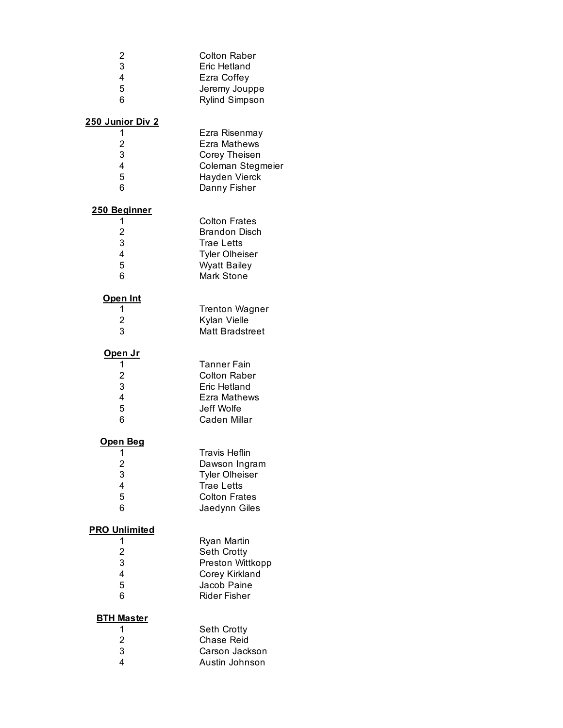2 Colton Raber
3 Eric Hetland
4 Ezra Coffey
5 Jeremy Jouppe
6 Rylind Simpson

**250 Junior Div 2**

1 Ezra Risenmay
2 Ezra Mathews
3 Corey Theisen
4 Coleman Stegmeier
5 Hayden Vierck
6 Danny Fisher

**250 Beginner**

1 Colton Frates
2 Brandon Disch
3 Trae Letts
4 Tyler Olheiser
5 Wyatt Bailey
6 Mark Stone

**Open Int**

1 Trenton Wagner
2 Kylan Vielle
3 Matt Bradstreet

**Open Jr**

1 Tanner Fain
2 Colton Raber
3 Eric Hetland
4 Ezra Mathews
5 Jeff Wolfe
6 Caden Millar

**Open Beg**

1 Travis Heflin
2 Dawson Ingram
3 Tyler Olheiser
4 Trae Letts
5 Colton Frates
6 Jaedynn Giles

**PRO Unlimited**

1 Ryan Martin
2 Seth Crotty
3 Preston Wittkopp
4 Corey Kirkland
5 Jacob Paine
6 Rider Fisher

**BTH Master**

1 Seth Crotty
2 Chase Reid
3 Carson Jackson
4 Austin Johnson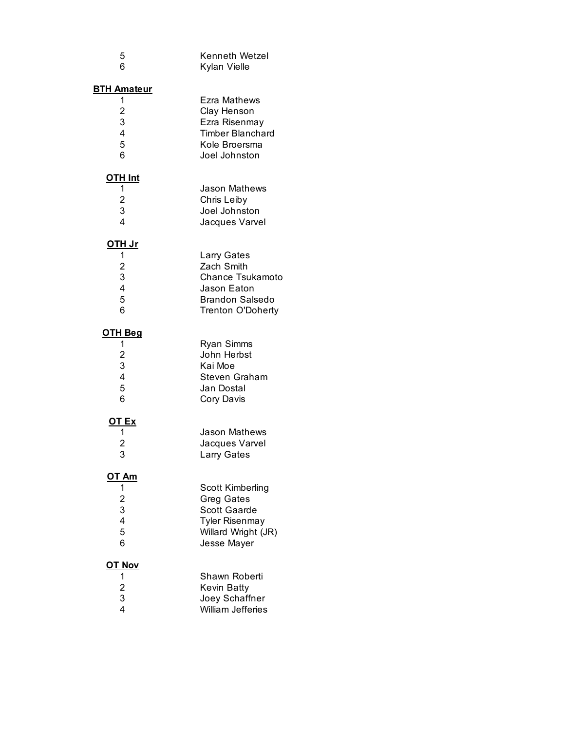| | |
|---|---|
| 5 | Kenneth Wetzel |
| 6 | Kylan Vielle |

**BTH Amateur**

| | |
|---|---|
| 1 | Ezra Mathews |
| 2 | Clay Henson |
| 3 | Ezra Risenmay |
| 4 | Timber Blanchard |
| 5 | Kole Broersma |
| 6 | Joel Johnston |

**OTH Int**

| | |
|---|---|
| 1 | Jason Mathews |
| 2 | Chris Leiby |
| 3 | Joel Johnston |
| 4 | Jacques Varvel |

**OTH Jr**

| | |
|---|---|
| 1 | Larry Gates |
| 2 | Zach Smith |
| 3 | Chance Tsukamoto |
| 4 | Jason Eaton |
| 5 | Brandon Salsedo |
| 6 | Trenton O'Doherty |

**OTH Beg**

| | |
|---|---|
| 1 | Ryan Simms |
| 2 | John Herbst |
| 3 | Kai Moe |
| 4 | Steven Graham |
| 5 | Jan Dostal |
| 6 | Cory Davis |

**OT Ex**

| | |
|---|---|
| 1 | Jason Mathews |
| 2 | Jacques Varvel |
| 3 | Larry Gates |

**OT Am**

| | |
|---|---|
| 1 | Scott Kimberling |
| 2 | Greg Gates |
| 3 | Scott Gaarde |
| 4 | Tyler Risenmay |
| 5 | Willard Wright (JR) |
| 6 | Jesse Mayer |

**OT Nov**

| | |
|---|---|
| 1 | Shawn Roberti |
| 2 | Kevin Batty |
| 3 | Joey Schaffner |
| 4 | William Jefferies |